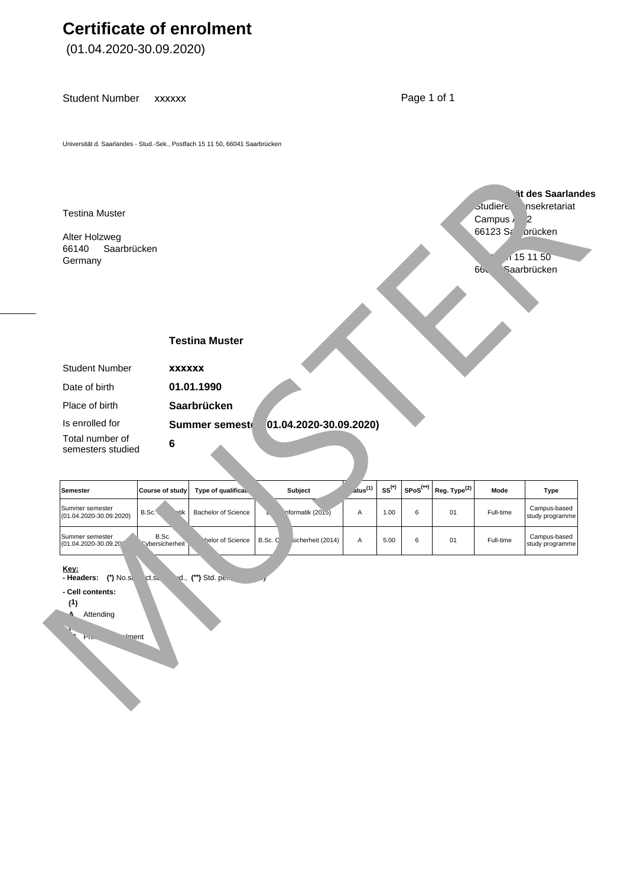# Certificate of enrolment

(01.04.2020-30.09.2020)

Student Number xxxxxx

Universität d. Saarlandes - Stud.-Sek., Postfach 15 11 50, 66041 Saarbrücken

Testina Muster

Alter Holzweg
66140 Saarbrücken
Germany

**ät des Saarlandes**
Studiere nsekretariat
Campus 2
66123 Sa brücken

1 15 11 50
66 Saarbrücken

**Testina Muster**

| | |
|---|---|
| Student Number | **xxxxxx** |
| Date of birth | **01.01.1990** |
| Place of birth | **Saarbrücken** |
| Is enrolled for | **Summer semest (01.04.2020-30.09.2020)** |
| Total number of semesters studied | **6** |

| Semester | Course of study | Type of qualificat | Subject | atus(1) | SS(*) | SPoS(**) | Reg. Type(2) | Mode | Type |
|---|---|---|---|---|---|---|---|---|---|
| Summer semester (01.04.2020-30.09.2020) | B.Sc. atik | Bachelor of Science | nformatik (2015) | A | 1.00 | 6 | 01 | Full-time | Campus-based study programme |
| Summer semester (01.04.2020-30.09.20 | B.Sc. ybersicherheit | helor of Science | B.Sc. C sicherheit (2014) | A | 5.00 | 6 | 01 | Full-time | Campus-based study programme |

**Key:**
**- Headers: (*)** No.s ct.s d., **(**)** Std. pe y

**- Cell contents:**

**(1)**
**A** Attending

Pr lment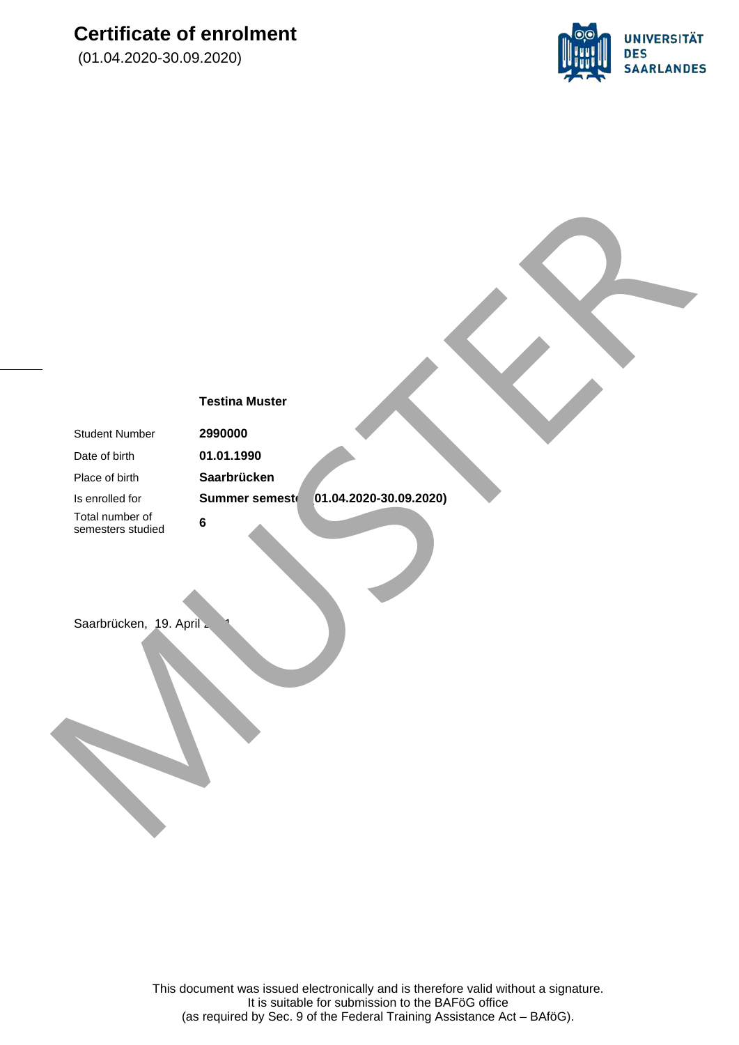# Certificate of enrolment

(01.04.2020-30.09.2020)

UNIVERSITÄT DES SAARLANDES

**Testina Muster**

| | |
|---|---|
| Student Number | **2990000** |
| Date of birth | **01.01.1990** |
| Place of birth | **Saarbrücken** |
| Is enrolled for | **Summer semester (01.04.2020-30.09.2020)** |
| Total number of semesters studied | **6** |

Saarbrücken, 19. April 2021

MUSTER

This document was issued electronically and is therefore valid without a signature.
It is suitable for submission to the BAFöG office
(as required by Sec. 9 of the Federal Training Assistance Act – BAföG).